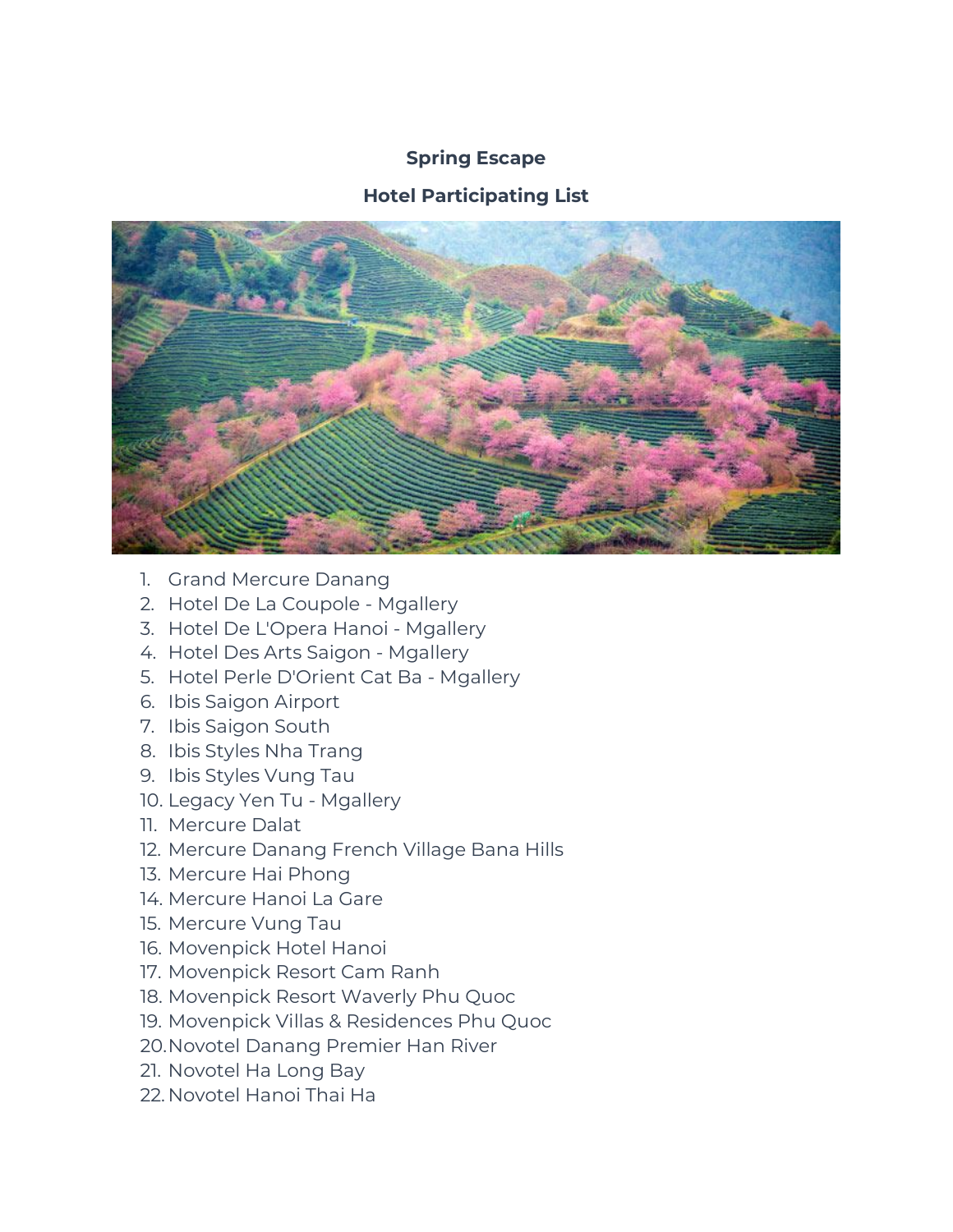**Spring Escape**

**Hotel Participating List**

1. Grand Mercure Danang
2. Hotel De La Coupole - Mgallery
3. Hotel De L'Opera Hanoi - Mgallery
4. Hotel Des Arts Saigon - Mgallery
5. Hotel Perle D'Orient Cat Ba - Mgallery
6. Ibis Saigon Airport
7. Ibis Saigon South
8. Ibis Styles Nha Trang
9. Ibis Styles Vung Tau
10. Legacy Yen Tu - Mgallery
11. Mercure Dalat
12. Mercure Danang French Village Bana Hills
13. Mercure Hai Phong
14. Mercure Hanoi La Gare
15. Mercure Vung Tau
16. Movenpick Hotel Hanoi
17. Movenpick Resort Cam Ranh
18. Movenpick Resort Waverly Phu Quoc
19. Movenpick Villas & Residences Phu Quoc
20. Novotel Danang Premier Han River
21. Novotel Ha Long Bay
22. Novotel Hanoi Thai Ha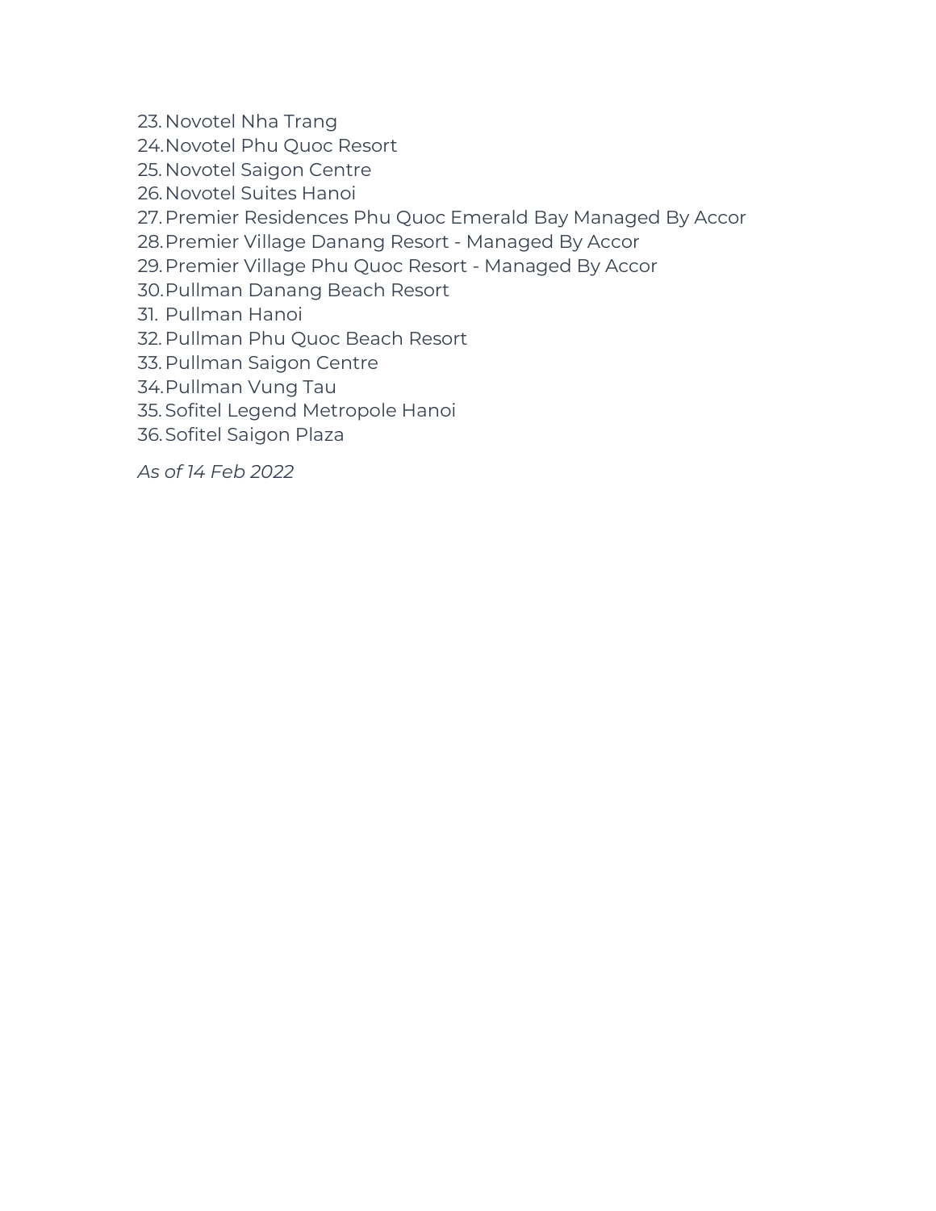23. Novotel Nha Trang
24. Novotel Phu Quoc Resort
25. Novotel Saigon Centre
26. Novotel Suites Hanoi
27. Premier Residences Phu Quoc Emerald Bay Managed By Accor
28. Premier Village Danang Resort - Managed By Accor
29. Premier Village Phu Quoc Resort - Managed By Accor
30. Pullman Danang Beach Resort
31. Pullman Hanoi
32. Pullman Phu Quoc Beach Resort
33. Pullman Saigon Centre
34. Pullman Vung Tau
35. Sofitel Legend Metropole Hanoi
36. Sofitel Saigon Plaza

*As of 14 Feb 2022*